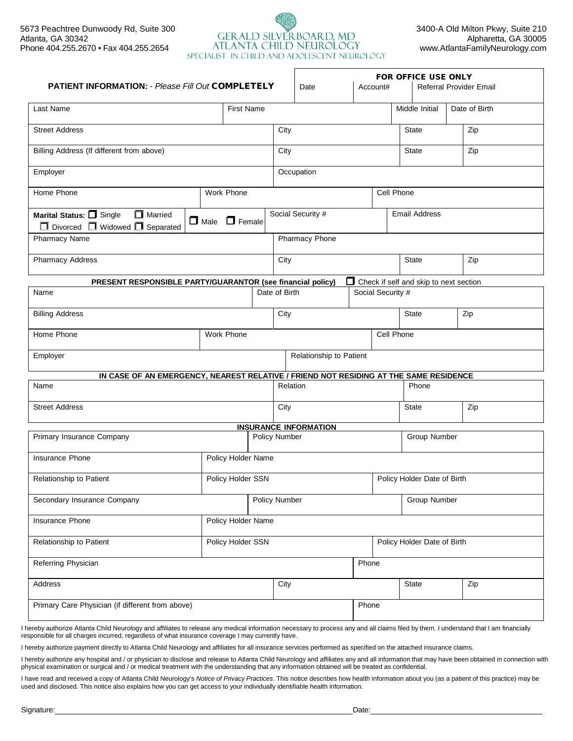5673 Peachtree Dunwoody Rd, Suite 300
Atlanta, GA 30342
Phone 404.255.2670 • Fax 404.255.2654

# GERALD SILVERBOARD, MD
## ATLANTA CHILD NEUROLOGY
SPECIALIST IN CHILD AND ADOLESCENT NEUROLOGY

3400-A Old Milton Pkwy, Suite 210
Alpharetta, GA 30005
www.AtlantaFamilyNeurology.com

| **PATIENT INFORMATION:** - *Please Fill Out* **COMPLETELY** | **FOR OFFICE USE ONLY** | | |
|---|---|---|---|
| | Date | Account# | Referral Provider Email |

| Last Name | First Name | Middle Initial | Date of Birth |
|---|---|---|---|
| | | | |

| Street Address | City | State | Zip |
|---|---|---|---|
| | | | |
| **Billing Address (If different from above)** | **City** | **State** | **Zip** |
| | | | |

| Employer | Occupation |
|---|---|
| | |

| Home Phone | Work Phone | Cell Phone |
|---|---|---|
| | | |

| **Marital Status:** ☐ Single ☐ Married ☐ Divorced ☐ Widowed ☐ Separated | ☐ Male ☐ Female | Social Security # | Email Address |
|---|---|---|---|
| | | | |

| Pharmacy Name | Pharmacy Phone |
|---|---|
| | |

| Pharmacy Address | City | State | Zip |
|---|---|---|---|
| | | | |

**PRESENT RESPONSIBLE PARTY/GUARANTOR (see financial policy)** ☐ Check if self and skip to next section

| Name | Date of Birth | Social Security # |
|---|---|---|
| | | |

| Billing Address | City | State | Zip |
|---|---|---|---|
| | | | |

| Home Phone | Work Phone | Cell Phone |
|---|---|---|
| | | |

| Employer | Relationship to Patient |
|---|---|
| | |

**IN CASE OF AN EMERGENCY, NEAREST RELATIVE / FRIEND NOT RESIDING AT THE SAME RESIDENCE**

| Name | Relation | Phone |
|---|---|---|
| | | |

| Street Address | City | State | Zip |
|---|---|---|---|
| | | | |

**INSURANCE INFORMATION**

| Primary Insurance Company | Policy Number | Group Number |
|---|---|---|
| | | |

| Insurance Phone | Policy Holder Name |
|---|---|
| | |

| Relationship to Patient | Policy Holder SSN | Policy Holder Date of Birth |
|---|---|---|
| | | |

| Secondary Insurance Company | Policy Number | Group Number |
|---|---|---|
| | | |

| Insurance Phone | Policy Holder Name |
|---|---|
| | |

| Relationship to Patient | Policy Holder SSN | Policy Holder Date of Birth |
|---|---|---|
| | | |

| Referring Physician | Phone |
|---|---|
| | |

| Address | City | State | Zip |
|---|---|---|---|
| | | | |

| Primary Care Physician (if different from above) | Phone |
|---|---|
| | |

I hereby authorize Atlanta Child Neurology and affiliates to release any medical information necessary to process any and all claims filed by them. I understand that I am financially responsible for all charges incurred, regardless of what insurance coverage I may currently have.

I hereby authorize payment directly to Atlanta Child Neurology and affiliates for all insurance services performed as specified on the attached insurance claims.

I hereby authorize any hospital and / or physician to disclose and release to Atlanta Child Neurology and affiliates any and all information that may have been obtained in connection with physical examination or surgical and / or medical treatment with the understanding that any information obtained will be treated as confidential.

I have read and received a copy of Atlanta Child Neurology's *Notice of Privacy Practices*. This notice describes how health information about you (as a patient of this practice) may be used and disclosed. This notice also explains how you can get access to your individually identifiable health information.

Signature: ______________________________ Date: ______________________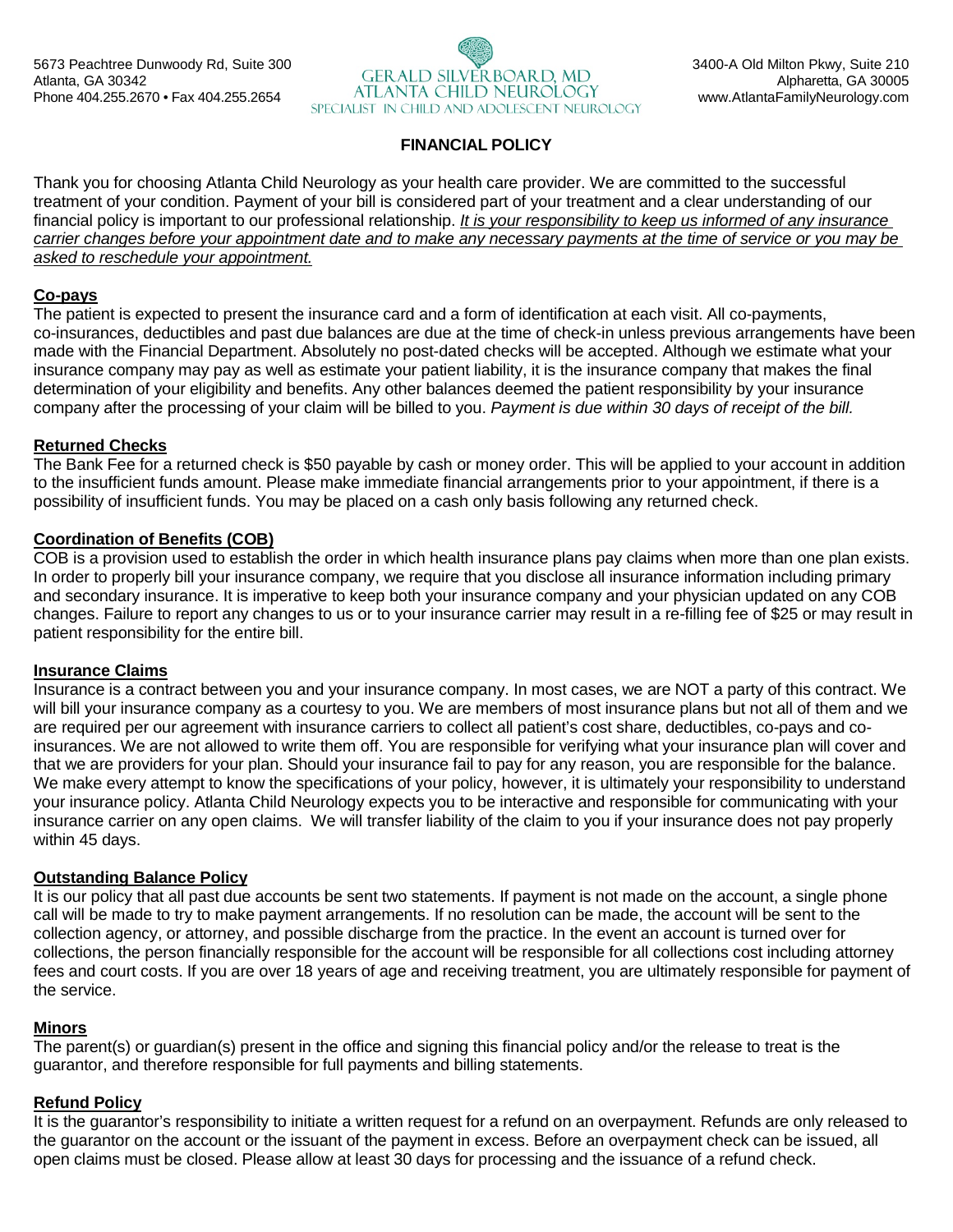5673 Peachtree Dunwoody Rd, Suite 300
Atlanta, GA 30342
Phone 404.255.2670 • Fax 404.255.2654

GERALD SILVERBOARD, MD
ATLANTA CHILD NEUROLOGY
SPECIALIST IN CHILD AND ADOLESCENT NEUROLOGY

3400-A Old Milton Pkwy, Suite 210
Alpharetta, GA 30005
www.AtlantaFamilyNeurology.com

# FINANCIAL POLICY

Thank you for choosing Atlanta Child Neurology as your health care provider. We are committed to the successful treatment of your condition. Payment of your bill is considered part of your treatment and a clear understanding of our financial policy is important to our professional relationship. *It is your responsibility to keep us informed of any insurance carrier changes before your appointment date and to make any necessary payments at the time of service or you may be asked to reschedule your appointment.*

## Co-pays

The patient is expected to present the insurance card and a form of identification at each visit. All co-payments, co-insurances, deductibles and past due balances are due at the time of check-in unless previous arrangements have been made with the Financial Department. Absolutely no post-dated checks will be accepted. Although we estimate what your insurance company may pay as well as estimate your patient liability, it is the insurance company that makes the final determination of your eligibility and benefits. Any other balances deemed the patient responsibility by your insurance company after the processing of your claim will be billed to you. *Payment is due within 30 days of receipt of the bill.*

## Returned Checks

The Bank Fee for a returned check is $50 payable by cash or money order. This will be applied to your account in addition to the insufficient funds amount. Please make immediate financial arrangements prior to your appointment, if there is a possibility of insufficient funds. You may be placed on a cash only basis following any returned check.

## Coordination of Benefits (COB)

COB is a provision used to establish the order in which health insurance plans pay claims when more than one plan exists. In order to properly bill your insurance company, we require that you disclose all insurance information including primary and secondary insurance. It is imperative to keep both your insurance company and your physician updated on any COB changes. Failure to report any changes to us or to your insurance carrier may result in a re-filling fee of $25 or may result in patient responsibility for the entire bill.

## Insurance Claims

Insurance is a contract between you and your insurance company. In most cases, we are NOT a party of this contract. We will bill your insurance company as a courtesy to you. We are members of most insurance plans but not all of them and we are required per our agreement with insurance carriers to collect all patient's cost share, deductibles, co-pays and co-insurances. We are not allowed to write them off. You are responsible for verifying what your insurance plan will cover and that we are providers for your plan. Should your insurance fail to pay for any reason, you are responsible for the balance. We make every attempt to know the specifications of your policy, however, it is ultimately your responsibility to understand your insurance policy. Atlanta Child Neurology expects you to be interactive and responsible for communicating with your insurance carrier on any open claims. We will transfer liability of the claim to you if your insurance does not pay properly within 45 days.

## Outstanding Balance Policy

It is our policy that all past due accounts be sent two statements. If payment is not made on the account, a single phone call will be made to try to make payment arrangements. If no resolution can be made, the account will be sent to the collection agency, or attorney, and possible discharge from the practice. In the event an account is turned over for collections, the person financially responsible for the account will be responsible for all collections cost including attorney fees and court costs. If you are over 18 years of age and receiving treatment, you are ultimately responsible for payment of the service.

## Minors

The parent(s) or guardian(s) present in the office and signing this financial policy and/or the release to treat is the guarantor, and therefore responsible for full payments and billing statements.

## Refund Policy

It is the guarantor's responsibility to initiate a written request for a refund on an overpayment. Refunds are only released to the guarantor on the account or the issuant of the payment in excess. Before an overpayment check can be issued, all open claims must be closed. Please allow at least 30 days for processing and the issuance of a refund check.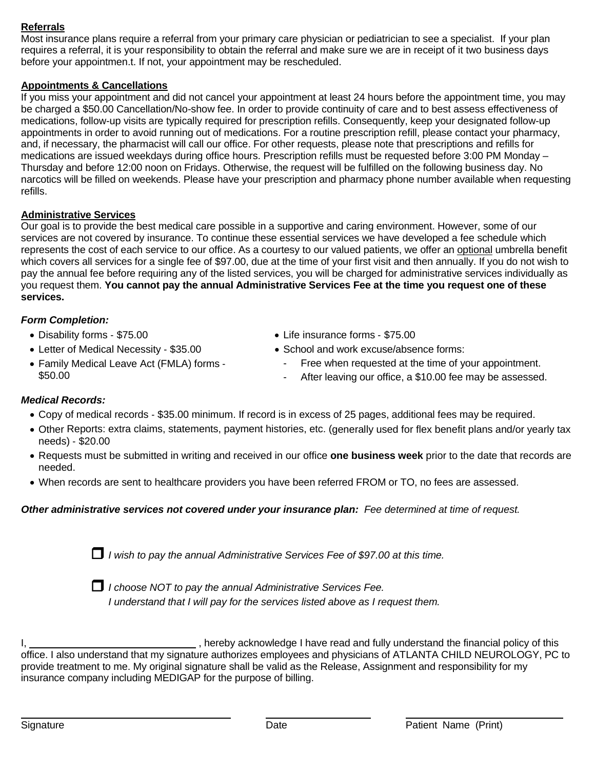**Referrals**

Most insurance plans require a referral from your primary care physician or pediatrician to see a specialist. If your plan requires a referral, it is your responsibility to obtain the referral and make sure we are in receipt of it two business days before your appointmen.t. If not, your appointment may be rescheduled.

**Appointments & Cancellations**

If you miss your appointment and did not cancel your appointment at least 24 hours before the appointment time, you may be charged a $50.00 Cancellation/No-show fee. In order to provide continuity of care and to best assess effectiveness of medications, follow-up visits are typically required for prescription refills. Consequently, keep your designated follow-up appointments in order to avoid running out of medications. For a routine prescription refill, please contact your pharmacy, and, if necessary, the pharmacist will call our office. For other requests, please note that prescriptions and refills for medications are issued weekdays during office hours. Prescription refills must be requested before 3:00 PM Monday – Thursday and before 12:00 noon on Fridays. Otherwise, the request will be fulfilled on the following business day. No narcotics will be filled on weekends. Please have your prescription and pharmacy phone number available when requesting refills.

**Administrative Services**

Our goal is to provide the best medical care possible in a supportive and caring environment. However, some of our services are not covered by insurance. To continue these essential services we have developed a fee schedule which represents the cost of each service to our office. As a courtesy to our valued patients, we offer an optional umbrella benefit which covers all services for a single fee of $97.00, due at the time of your first visit and then annually. If you do not wish to pay the annual fee before requiring any of the listed services, you will be charged for administrative services individually as you request them. **You cannot pay the annual Administrative Services Fee at the time you request one of these services.**

***Form Completion:***

- Disability forms - $75.00
- Letter of Medical Necessity - $35.00
- Family Medical Leave Act (FMLA) forms - $50.00
- Life insurance forms - $75.00
- School and work excuse/absence forms:
  - Free when requested at the time of your appointment.
  - After leaving our office, a $10.00 fee may be assessed.

***Medical Records:***

- Copy of medical records - $35.00 minimum. If record is in excess of 25 pages, additional fees may be required.
- Other Reports: extra claims, statements, payment histories, etc. (generally used for flex benefit plans and/or yearly tax needs) - $20.00
- Requests must be submitted in writing and received in our office **one business week** prior to the date that records are needed.
- When records are sent to healthcare providers you have been referred FROM or TO, no fees are assessed.

***Other administrative services not covered under your insurance plan:*** *Fee determined at time of request.*

☐ *I wish to pay the annual Administrative Services Fee of $97.00 at this time.*

☐ *I choose NOT to pay the annual Administrative Services Fee.*
*I understand that I will pay for the services listed above as I request them.*

I, ______________________________ , hereby acknowledge I have read and fully understand the financial policy of this office. I also understand that my signature authorizes employees and physicians of ATLANTA CHILD NEUROLOGY, PC to provide treatment to me. My original signature shall be valid as the Release, Assignment and responsibility for my insurance company including MEDIGAP for the purpose of billing.

______________________________ Signature

____________________ Date

______________________________ Patient Name (Print)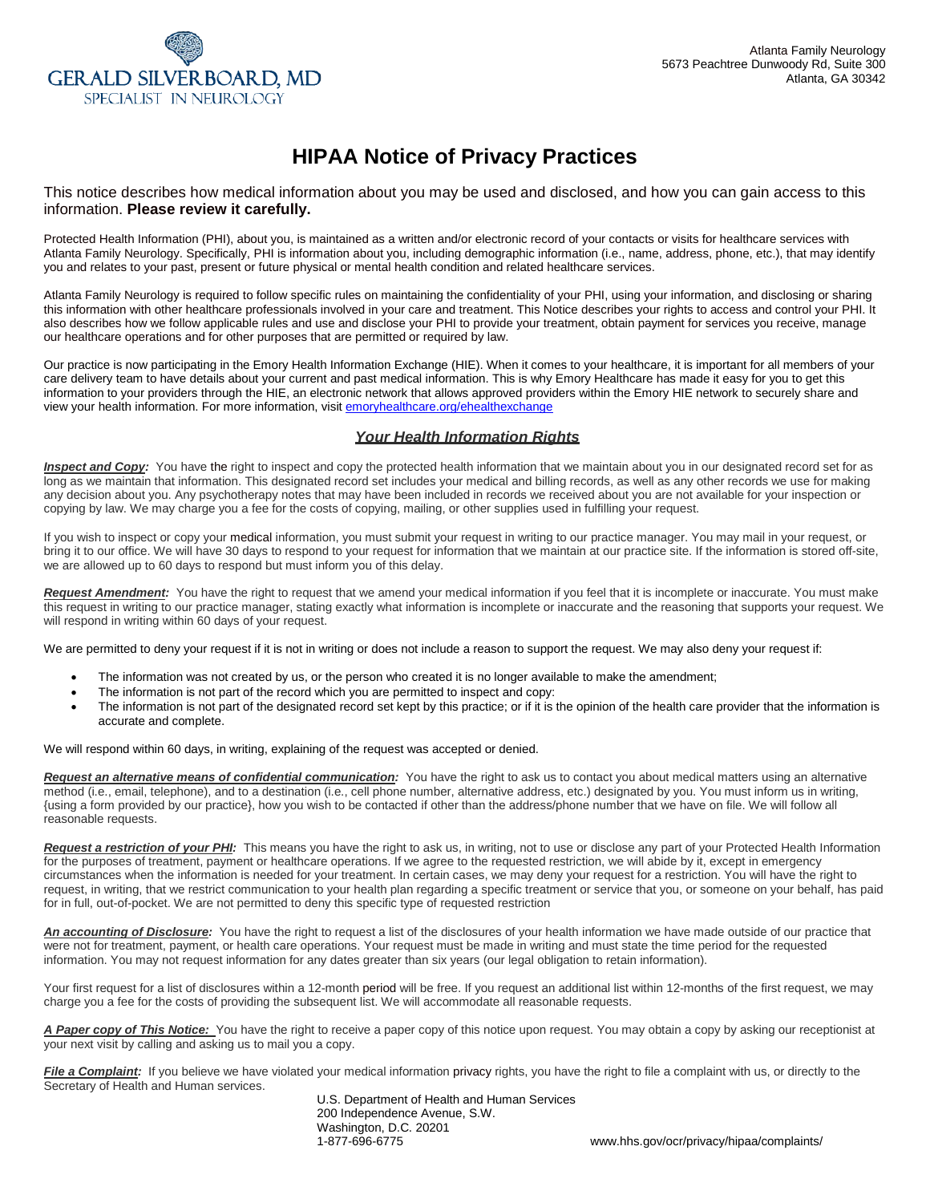GERALD SILVERBOARD, MD
SPECIALIST IN NEUROLOGY

Atlanta Family Neurology
5673 Peachtree Dunwoody Rd, Suite 300
Atlanta, GA 30342

# HIPAA Notice of Privacy Practices

This notice describes how medical information about you may be used and disclosed, and how you can gain access to this information. **Please review it carefully.**

Protected Health Information (PHI), about you, is maintained as a written and/or electronic record of your contacts or visits for healthcare services with Atlanta Family Neurology. Specifically, PHI is information about you, including demographic information (i.e., name, address, phone, etc.), that may identify you and relates to your past, present or future physical or mental health condition and related healthcare services.

Atlanta Family Neurology is required to follow specific rules on maintaining the confidentiality of your PHI, using your information, and disclosing or sharing this information with other healthcare professionals involved in your care and treatment. This Notice describes your rights to access and control your PHI. It also describes how we follow applicable rules and use and disclose your PHI to provide your treatment, obtain payment for services you receive, manage our healthcare operations and for other purposes that are permitted or required by law.

Our practice is now participating in the Emory Health Information Exchange (HIE). When it comes to your healthcare, it is important for all members of your care delivery team to have details about your current and past medical information. This is why Emory Healthcare has made it easy for you to get this information to your providers through the HIE, an electronic network that allows approved providers within the Emory HIE network to securely share and view your health information. For more information, visit emoryhealthcare.org/ehealthexchange

## ***Your Health Information Rights***

***Inspect and Copy:*** You have the right to inspect and copy the protected health information that we maintain about you in our designated record set for as long as we maintain that information. This designated record set includes your medical and billing records, as well as any other records we use for making any decision about you. Any psychotherapy notes that may have been included in records we received about you are not available for your inspection or copying by law. We may charge you a fee for the costs of copying, mailing, or other supplies used in fulfilling your request.

If you wish to inspect or copy your medical information, you must submit your request in writing to our practice manager. You may mail in your request, or bring it to our office. We will have 30 days to respond to your request for information that we maintain at our practice site. If the information is stored off-site, we are allowed up to 60 days to respond but must inform you of this delay.

***Request Amendment:*** You have the right to request that we amend your medical information if you feel that it is incomplete or inaccurate. You must make this request in writing to our practice manager, stating exactly what information is incomplete or inaccurate and the reasoning that supports your request. We will respond in writing within 60 days of your request.

We are permitted to deny your request if it is not in writing or does not include a reason to support the request. We may also deny your request if:

- The information was not created by us, or the person who created it is no longer available to make the amendment;
- The information is not part of the record which you are permitted to inspect and copy:
- The information is not part of the designated record set kept by this practice; or if it is the opinion of the health care provider that the information is accurate and complete.

We will respond within 60 days, in writing, explaining of the request was accepted or denied.

***Request an alternative means of confidential communication:*** You have the right to ask us to contact you about medical matters using an alternative method (i.e., email, telephone), and to a destination (i.e., cell phone number, alternative address, etc.) designated by you. You must inform us in writing, {using a form provided by our practice}, how you wish to be contacted if other than the address/phone number that we have on file. We will follow all reasonable requests.

***Request a restriction of your PHI:*** This means you have the right to ask us, in writing, not to use or disclose any part of your Protected Health Information for the purposes of treatment, payment or healthcare operations. If we agree to the requested restriction, we will abide by it, except in emergency circumstances when the information is needed for your treatment. In certain cases, we may deny your request for a restriction. You will have the right to request, in writing, that we restrict communication to your health plan regarding a specific treatment or service that you, or someone on your behalf, has paid for in full, out-of-pocket. We are not permitted to deny this specific type of requested restriction

***An accounting of Disclosure:*** You have the right to request a list of the disclosures of your health information we have made outside of our practice that were not for treatment, payment, or health care operations. Your request must be made in writing and must state the time period for the requested information. You may not request information for any dates greater than six years (our legal obligation to retain information).

Your first request for a list of disclosures within a 12-month period will be free. If you request an additional list within 12-months of the first request, we may charge you a fee for the costs of providing the subsequent list. We will accommodate all reasonable requests.

***A Paper copy of This Notice:*** You have the right to receive a paper copy of this notice upon request. You may obtain a copy by asking our receptionist at your next visit by calling and asking us to mail you a copy.

***File a Complaint:*** If you believe we have violated your medical information privacy rights, you have the right to file a complaint with us, or directly to the Secretary of Health and Human services.

U.S. Department of Health and Human Services
200 Independence Avenue, S.W.
Washington, D.C. 20201
1-877-696-6775 www.hhs.gov/ocr/privacy/hipaa/complaints/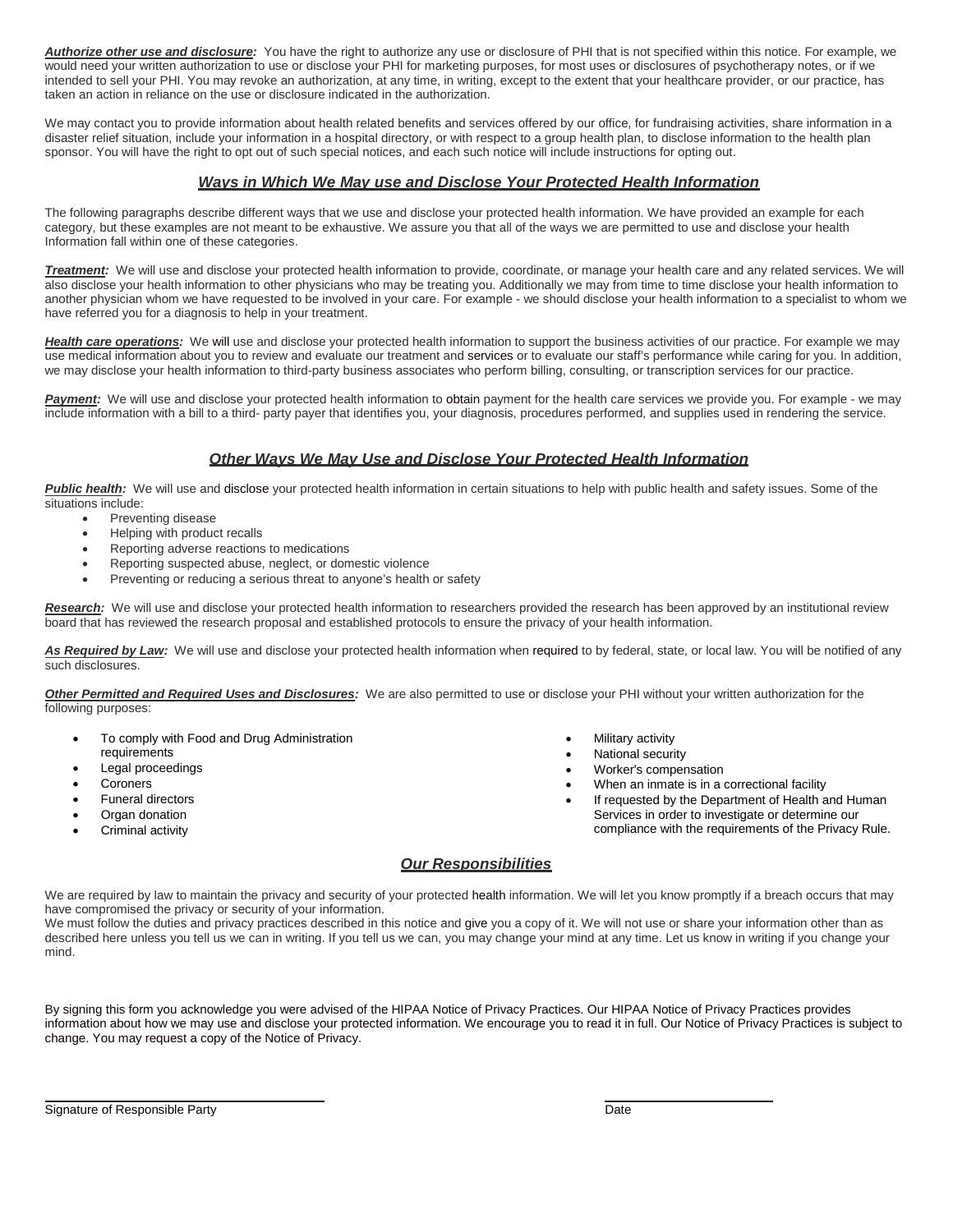***Authorize other use and disclosure:*** You have the right to authorize any use or disclosure of PHI that is not specified within this notice. For example, we would need your written authorization to use or disclose your PHI for marketing purposes, for most uses or disclosures of psychotherapy notes, or if we intended to sell your PHI. You may revoke an authorization, at any time, in writing, except to the extent that your healthcare provider, or our practice, has taken an action in reliance on the use or disclosure indicated in the authorization.

We may contact you to provide information about health related benefits and services offered by our office, for fundraising activities, share information in a disaster relief situation, include your information in a hospital directory, or with respect to a group health plan, to disclose information to the health plan sponsor. You will have the right to opt out of such special notices, and each such notice will include instructions for opting out.

## *Ways in Which We May use and Disclose Your Protected Health Information*

The following paragraphs describe different ways that we use and disclose your protected health information. We have provided an example for each category, but these examples are not meant to be exhaustive. We assure you that all of the ways we are permitted to use and disclose your health Information fall within one of these categories.

***Treatment:*** We will use and disclose your protected health information to provide, coordinate, or manage your health care and any related services. We will also disclose your health information to other physicians who may be treating you. Additionally we may from time to time disclose your health information to another physician whom we have requested to be involved in your care. For example - we should disclose your health information to a specialist to whom we have referred you for a diagnosis to help in your treatment.

***Health care operations:*** We will use and disclose your protected health information to support the business activities of our practice. For example we may use medical information about you to review and evaluate our treatment and services or to evaluate our staff's performance while caring for you. In addition, we may disclose your health information to third-party business associates who perform billing, consulting, or transcription services for our practice.

***Payment:*** We will use and disclose your protected health information to obtain payment for the health care services we provide you. For example - we may include information with a bill to a third- party payer that identifies you, your diagnosis, procedures performed, and supplies used in rendering the service.

## *Other Ways We May Use and Disclose Your Protected Health Information*

***Public health:*** We will use and disclose your protected health information in certain situations to help with public health and safety issues. Some of the situations include:

- Preventing disease
- Helping with product recalls
- Reporting adverse reactions to medications
- Reporting suspected abuse, neglect, or domestic violence
- Preventing or reducing a serious threat to anyone's health or safety

***Research:*** We will use and disclose your protected health information to researchers provided the research has been approved by an institutional review board that has reviewed the research proposal and established protocols to ensure the privacy of your health information.

***As Required by Law:*** We will use and disclose your protected health information when required to by federal, state, or local law. You will be notified of any such disclosures.

***Other Permitted and Required Uses and Disclosures:*** We are also permitted to use or disclose your PHI without your written authorization for the following purposes:

- To comply with Food and Drug Administration requirements
- Legal proceedings
- Coroners
- Funeral directors
- Organ donation
- Criminal activity
- Military activity
- National security
- Worker's compensation
- When an inmate is in a correctional facility
- If requested by the Department of Health and Human Services in order to investigate or determine our compliance with the requirements of the Privacy Rule.

## *Our Responsibilities*

We are required by law to maintain the privacy and security of your protected health information. We will let you know promptly if a breach occurs that may have compromised the privacy or security of your information.
We must follow the duties and privacy practices described in this notice and give you a copy of it. We will not use or share your information other than as described here unless you tell us we can in writing. If you tell us we can, you may change your mind at any time. Let us know in writing if you change your mind.

By signing this form you acknowledge you were advised of the HIPAA Notice of Privacy Practices. Our HIPAA Notice of Privacy Practices provides information about how we may use and disclose your protected information. We encourage you to read it in full. Our Notice of Privacy Practices is subject to change. You may request a copy of the Notice of Privacy.

_______________________________ Signature of Responsible Party

_______________________ Date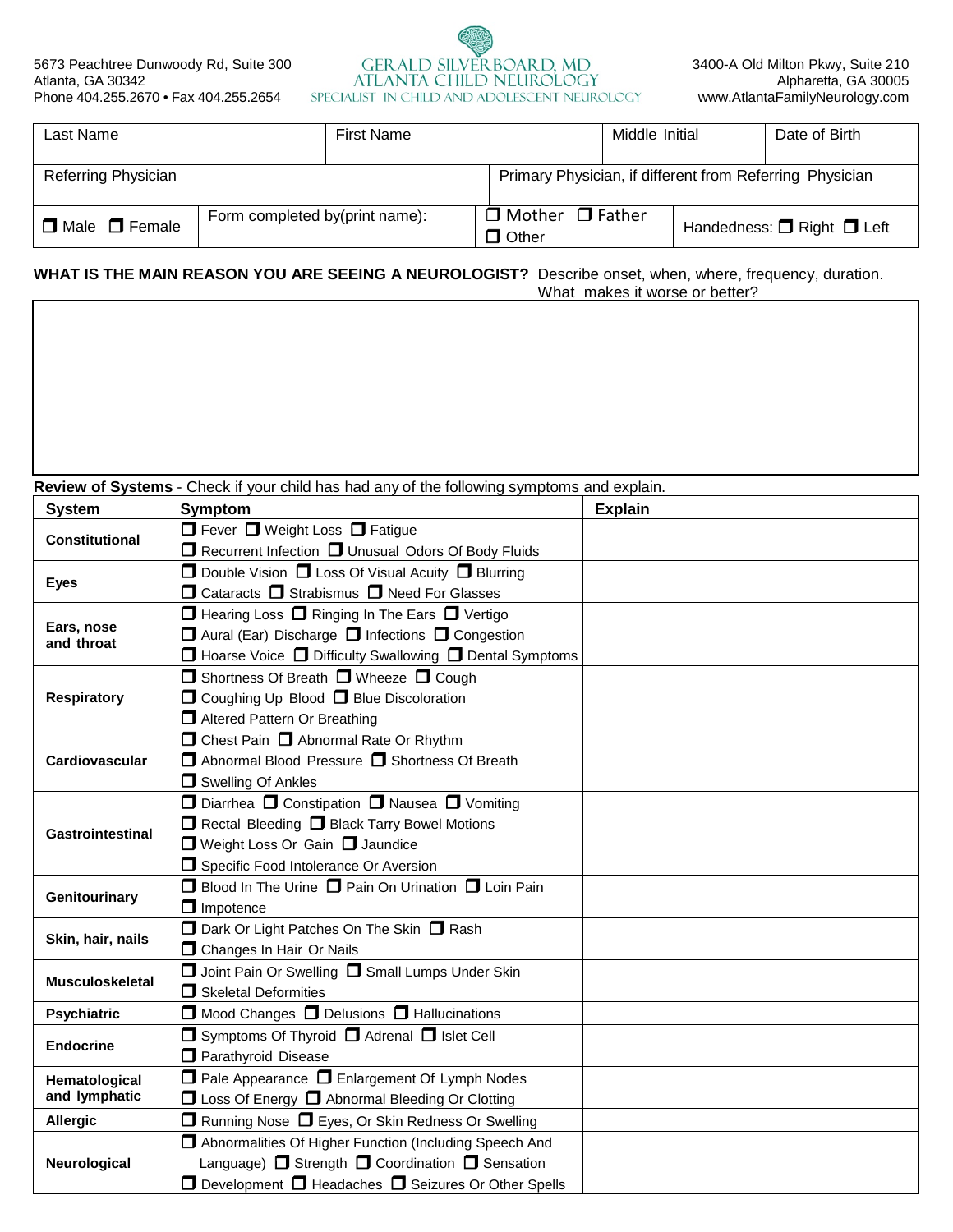5673 Peachtree Dunwoody Rd, Suite 300
Atlanta, GA 30342
Phone 404.255.2670 • Fax 404.255.2654

GERALD SILVERBOARD, MD
ATLANTA CHILD NEUROLOGY
SPECIALIST IN CHILD AND ADOLESCENT NEUROLOGY

3400-A Old Milton Pkwy, Suite 210
Alpharetta, GA 30005
www.AtlantaFamilyNeurology.com

| Last Name | First Name | Middle Initial | Date of Birth |
|---|---|---|---|
| Referring Physician | Primary Physician, if different from Referring Physician | | |
| ☐ Male ☐ Female | Form completed by(print name): | ☐ Mother ☐ Father ☐ Other | Handedness: ☐ Right ☐ Left |

**WHAT IS THE MAIN REASON YOU ARE SEEING A NEUROLOGIST?** Describe onset, when, where, frequency, duration. What makes it worse or better?

**Review of Systems** - Check if your child has had any of the following symptoms and explain.

| System | Symptom | Explain |
|---|---|---|
| **Constitutional** | ☐ Fever ☐ Weight Loss ☐ Fatigue ☐ Recurrent Infection ☐ Unusual Odors Of Body Fluids | |
| **Eyes** | ☐ Double Vision ☐ Loss Of Visual Acuity ☐ Blurring ☐ Cataracts ☐ Strabismus ☐ Need For Glasses | |
| **Ears, nose and throat** | ☐ Hearing Loss ☐ Ringing In The Ears ☐ Vertigo ☐ Aural (Ear) Discharge ☐ Infections ☐ Congestion ☐ Hoarse Voice ☐ Difficulty Swallowing ☐ Dental Symptoms | |
| **Respiratory** | ☐ Shortness Of Breath ☐ Wheeze ☐ Cough ☐ Coughing Up Blood ☐ Blue Discoloration ☐ Altered Pattern Or Breathing | |
| **Cardiovascular** | ☐ Chest Pain ☐ Abnormal Rate Or Rhythm ☐ Abnormal Blood Pressure ☐ Shortness Of Breath ☐ Swelling Of Ankles | |
| **Gastrointestinal** | ☐ Diarrhea ☐ Constipation ☐ Nausea ☐ Vomiting ☐ Rectal Bleeding ☐ Black Tarry Bowel Motions ☐ Weight Loss Or Gain ☐ Jaundice ☐ Specific Food Intolerance Or Aversion | |
| **Genitourinary** | ☐ Blood In The Urine ☐ Pain On Urination ☐ Loin Pain ☐ Impotence | |
| **Skin, hair, nails** | ☐ Dark Or Light Patches On The Skin ☐ Rash ☐ Changes In Hair Or Nails | |
| **Musculoskeletal** | ☐ Joint Pain Or Swelling ☐ Small Lumps Under Skin ☐ Skeletal Deformities | |
| **Psychiatric** | ☐ Mood Changes ☐ Delusions ☐ Hallucinations | |
| **Endocrine** | ☐ Symptoms Of Thyroid ☐ Adrenal ☐ Islet Cell ☐ Parathyroid Disease | |
| **Hematological and lymphatic** | ☐ Pale Appearance ☐ Enlargement Of Lymph Nodes ☐ Loss Of Energy ☐ Abnormal Bleeding Or Clotting | |
| **Allergic** | ☐ Running Nose ☐ Eyes, Or Skin Redness Or Swelling | |
| **Neurological** | ☐ Abnormalities Of Higher Function (Including Speech And Language) ☐ Strength ☐ Coordination ☐ Sensation ☐ Development ☐ Headaches ☐ Seizures Or Other Spells | |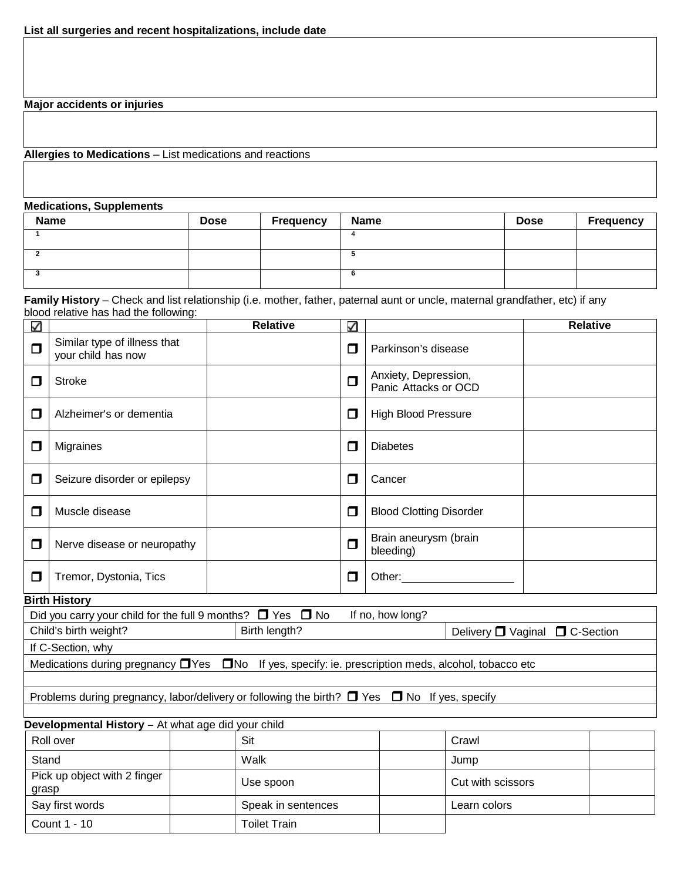**List all surgeries and recent hospitalizations, include date**

| |
|---|
| |

**Major accidents or injuries**

| |
|---|
| |

**Allergies to Medications** – List medications and reactions

| |
|---|
| |

**Medications, Supplements**

| Name | Dose | Frequency | Name | Dose | Frequency |
|---|---|---|---|---|---|
| 1 | | | 4 | | |
| 2 | | | 5 | | |
| 3 | | | 6 | | |

**Family History** – Check and list relationship (i.e. mother, father, paternal aunt or uncle, maternal grandfather, etc) if any blood relative has had the following:

| ☑ | | Relative | ☑ | | Relative |
|---|---|---|---|---|---|
| ☐ | Similar type of illness that your child has now | | ☐ | Parkinson's disease | |
| ☐ | Stroke | | ☐ | Anxiety, Depression, Panic Attacks or OCD | |
| ☐ | Alzheimer's or dementia | | ☐ | High Blood Pressure | |
| ☐ | Migraines | | ☐ | Diabetes | |
| ☐ | Seizure disorder or epilepsy | | ☐ | Cancer | |
| ☐ | Muscle disease | | ☐ | Blood Clotting Disorder | |
| ☐ | Nerve disease or neuropathy | | ☐ | Brain aneurysm (brain bleeding) | |
| ☐ | Tremor, Dystonia, Tics | | ☐ | Other:__________________ | |

**Birth History**

| | | |
|---|---|---|
| Did you carry your child for the full 9 months? ☐ Yes ☐ No | If no, how long? | |
| Child's birth weight? | Birth length? | Delivery ☐ Vaginal ☐ C-Section |
| If C-Section, why | | |
| Medications during pregnancy ☐Yes ☐No If yes, specify: ie. prescription meds, alcohol, tobacco etc | | |
| | | |
| Problems during pregnancy, labor/delivery or following the birth? ☐ Yes ☐ No If yes, specify | | |
| | | |

**Developmental History –** At what age did your child

| | | | | | |
|---|---|---|---|---|---|
| Roll over | | Sit | | Crawl | |
| Stand | | Walk | | Jump | |
| Pick up object with 2 finger grasp | | Use spoon | | Cut with scissors | |
| Say first words | | Speak in sentences | | Learn colors | |
| Count 1 - 10 | | Toilet Train | | | |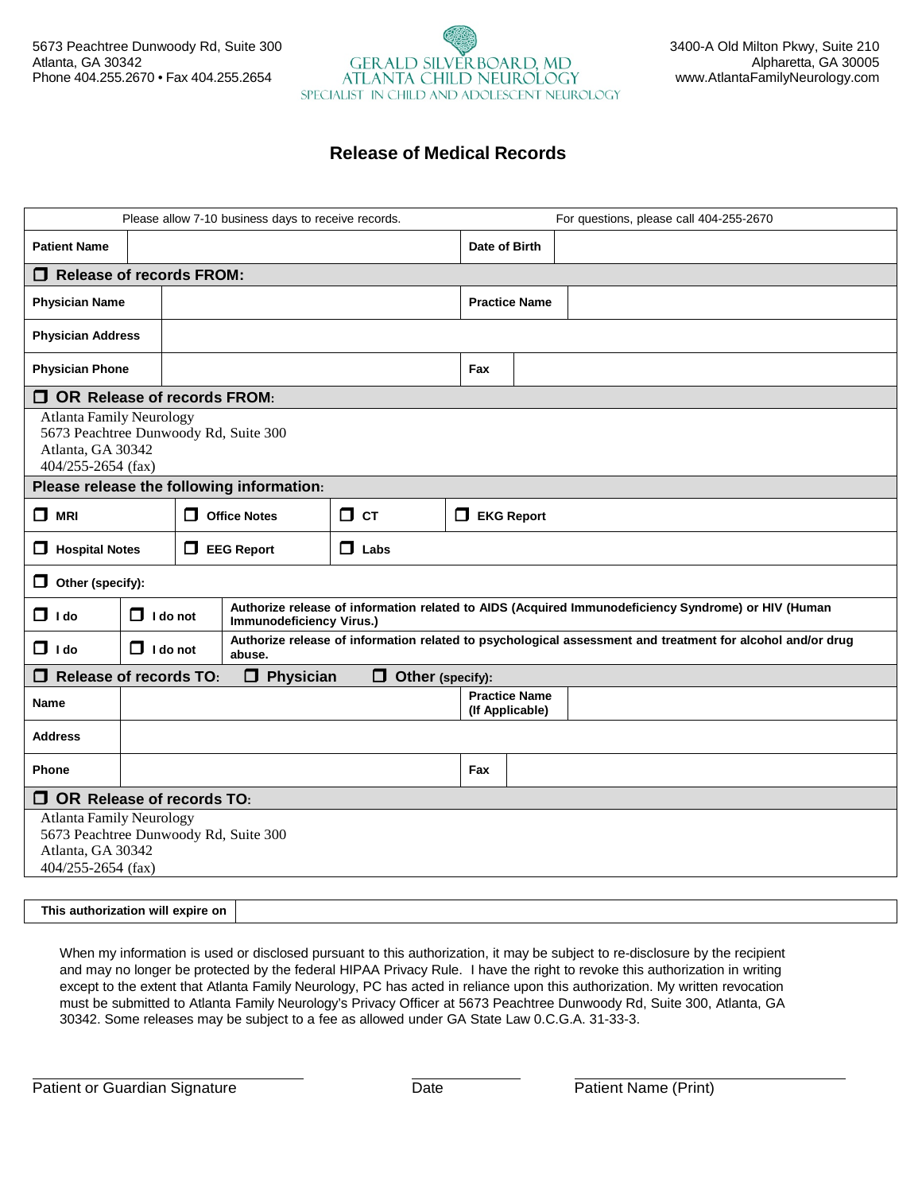5673 Peachtree Dunwoody Rd, Suite 300
Atlanta, GA 30342
Phone 404.255.2670 • Fax 404.255.2654

GERALD SILVERBOARD, MD
ATLANTA CHILD NEUROLOGY
SPECIALIST IN CHILD AND ADOLESCENT NEUROLOGY

3400-A Old Milton Pkwy, Suite 210
Alpharetta, GA 30005
www.AtlantaFamilyNeurology.com

# Release of Medical Records

Please allow 7-10 business days to receive records. For questions, please call 404-255-2670

| **Patient Name** | | **Date of Birth** | |
|---|---|---|---|

**☐ Release of records FROM:**

| **Physician Name** | | **Practice Name** | |
|---|---|---|---|
| **Physician Address** | | | |
| **Physician Phone** | | **Fax** | |

**☐ OR Release of records FROM:**

Atlanta Family Neurology
5673 Peachtree Dunwoody Rd, Suite 300
Atlanta, GA 30342
404/255-2654 (fax)

**Please release the following information:**

| ☐ **MRI** | ☐ **Office Notes** | ☐ **CT** | ☐ **EKG Report** |
|---|---|---|---|
| ☐ **Hospital Notes** | ☐ **EEG Report** | ☐ **Labs** | |

☐ **Other (specify):**

| ☐ **I do** | ☐ **I do not** | **Authorize release of information related to AIDS (Acquired Immunodeficiency Syndrome) or HIV (Human Immunodeficiency Virus.)** |
|---|---|---|
| ☐ **I do** | ☐ **I do not** | **Authorize release of information related to psychological assessment and treatment for alcohol and/or drug abuse.** |

**☐ Release of records TO: ☐ Physician ☐ Other (specify):**

| **Name** | | **Practice Name (If Applicable)** | |
|---|---|---|---|
| **Address** | | | |
| **Phone** | | **Fax** | |

**☐ OR Release of records TO:**

Atlanta Family Neurology
5673 Peachtree Dunwoody Rd, Suite 300
Atlanta, GA 30342
404/255-2654 (fax)

| **This authorization will expire on** | |
|---|---|

When my information is used or disclosed pursuant to this authorization, it may be subject to re-disclosure by the recipient and may no longer be protected by the federal HIPAA Privacy Rule. I have the right to revoke this authorization in writing except to the extent that Atlanta Family Neurology, PC has acted in reliance upon this authorization. My written revocation must be submitted to Atlanta Family Neurology's Privacy Officer at 5673 Peachtree Dunwoody Rd, Suite 300, Atlanta, GA 30342. Some releases may be subject to a fee as allowed under GA State Law 0.C.G.A. 31-33-3.

______________________________ Patient or Guardian Signature

____________ Date

______________________________ Patient Name (Print)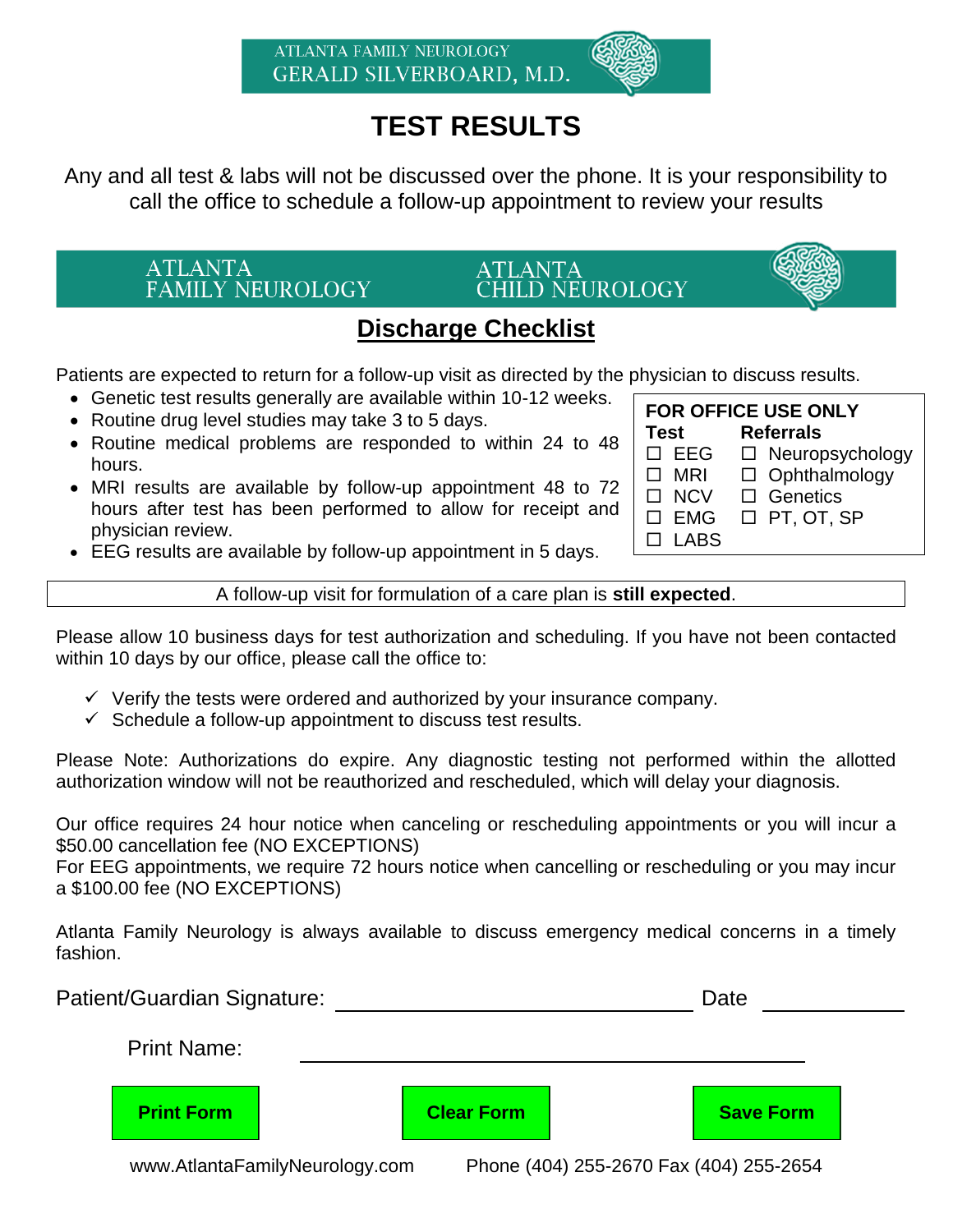ATLANTA FAMILY NEUROLOGY
GERALD SILVERBOARD, M.D.

# TEST RESULTS

Any and all test & labs will not be discussed over the phone. It is your responsibility to call the office to schedule a follow-up appointment to review your results

ATLANTA FAMILY NEUROLOGY | ATLANTA CHILD NEUROLOGY

## Discharge Checklist

Patients are expected to return for a follow-up visit as directed by the physician to discuss results.

- Genetic test results generally are available within 10-12 weeks.
- Routine drug level studies may take 3 to 5 days.
- Routine medical problems are responded to within 24 to 48 hours.
- MRI results are available by follow-up appointment 48 to 72 hours after test has been performed to allow for receipt and physician review.
- EEG results are available by follow-up appointment in 5 days.

**FOR OFFICE USE ONLY**

| Test | Referrals |
|---|---|
| ☐ EEG | ☐ Neuropsychology |
| ☐ MRI | ☐ Ophthalmology |
| ☐ NCV | ☐ Genetics |
| ☐ EMG | ☐ PT, OT, SP |
| ☐ LABS | |

A follow-up visit for formulation of a care plan is **still expected**.

Please allow 10 business days for test authorization and scheduling. If you have not been contacted within 10 days by our office, please call the office to:

- ✓ Verify the tests were ordered and authorized by your insurance company.
- ✓ Schedule a follow-up appointment to discuss test results.

Please Note: Authorizations do expire. Any diagnostic testing not performed within the allotted authorization window will not be reauthorized and rescheduled, which will delay your diagnosis.

Our office requires 24 hour notice when canceling or rescheduling appointments or you will incur a $50.00 cancellation fee (NO EXCEPTIONS)
For EEG appointments, we require 72 hours notice when cancelling or rescheduling or you may incur a $100.00 fee (NO EXCEPTIONS)

Atlanta Family Neurology is always available to discuss emergency medical concerns in a timely fashion.

Patient/Guardian Signature: ______________________ Date __________

Print Name: ______________________

Print Form | Clear Form | Save Form

www.AtlantaFamilyNeurology.com Phone (404) 255-2670 Fax (404) 255-2654